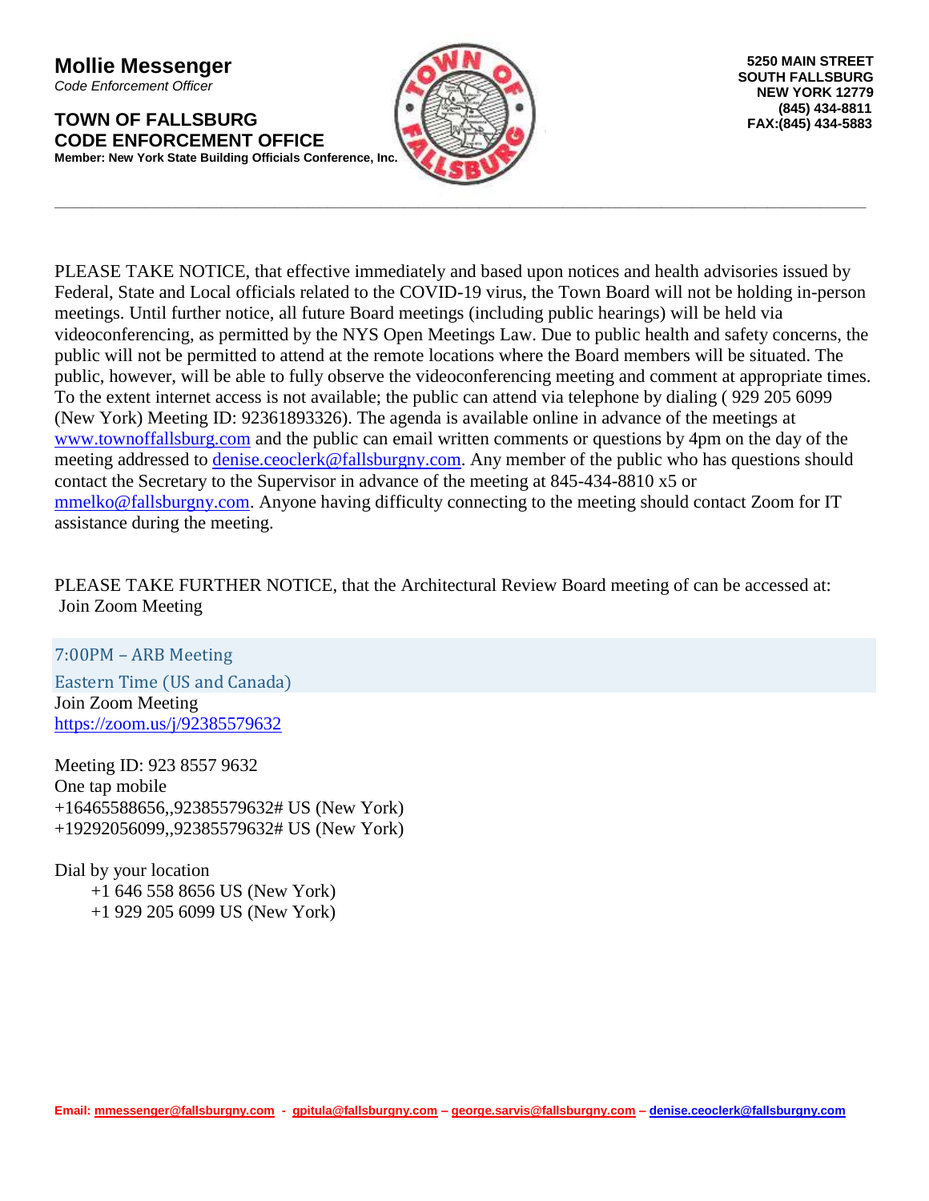**Mollie Messenger**
*Code Enforcement Officer*

**TOWN OF FALLSBURG**
**CODE ENFORCEMENT OFFICE**
**Member: New York State Building Officials Conference, Inc.**

**5250 MAIN STREET**
**SOUTH FALLSBURG**
**NEW YORK 12779**
**(845) 434-8811**
**FAX:(845) 434-5883**

---

PLEASE TAKE NOTICE, that effective immediately and based upon notices and health advisories issued by Federal, State and Local officials related to the COVID-19 virus, the Town Board will not be holding in-person meetings. Until further notice, all future Board meetings (including public hearings) will be held via videoconferencing, as permitted by the NYS Open Meetings Law. Due to public health and safety concerns, the public will not be permitted to attend at the remote locations where the Board members will be situated. The public, however, will be able to fully observe the videoconferencing meeting and comment at appropriate times. To the extent internet access is not available; the public can attend via telephone by dialing ( 929 205 6099 (New York) Meeting ID: 92361893326). The agenda is available online in advance of the meetings at www.townoffallsburg.com and the public can email written comments or questions by 4pm on the day of the meeting addressed to denise.ceoclerk@fallsburgny.com. Any member of the public who has questions should contact the Secretary to the Supervisor in advance of the meeting at 845-434-8810 x5 or mmelko@fallsburgny.com. Anyone having difficulty connecting to the meeting should contact Zoom for IT assistance during the meeting.

PLEASE TAKE FURTHER NOTICE, that the Architectural Review Board meeting of can be accessed at:
Join Zoom Meeting

7:00PM – ARB Meeting
Eastern Time (US and Canada)
Join Zoom Meeting
https://zoom.us/j/92385579632

Meeting ID: 923 8557 9632
One tap mobile
+16465588656,,92385579632# US (New York)
+19292056099,,92385579632# US (New York)

Dial by your location
+1 646 558 8656 US (New York)
+1 929 205 6099 US (New York)

**Email: mmessenger@fallsburgny.com - gpitula@fallsburgny.com – george.sarvis@fallsburgny.com – denise.ceoclerk@fallsburgny.com**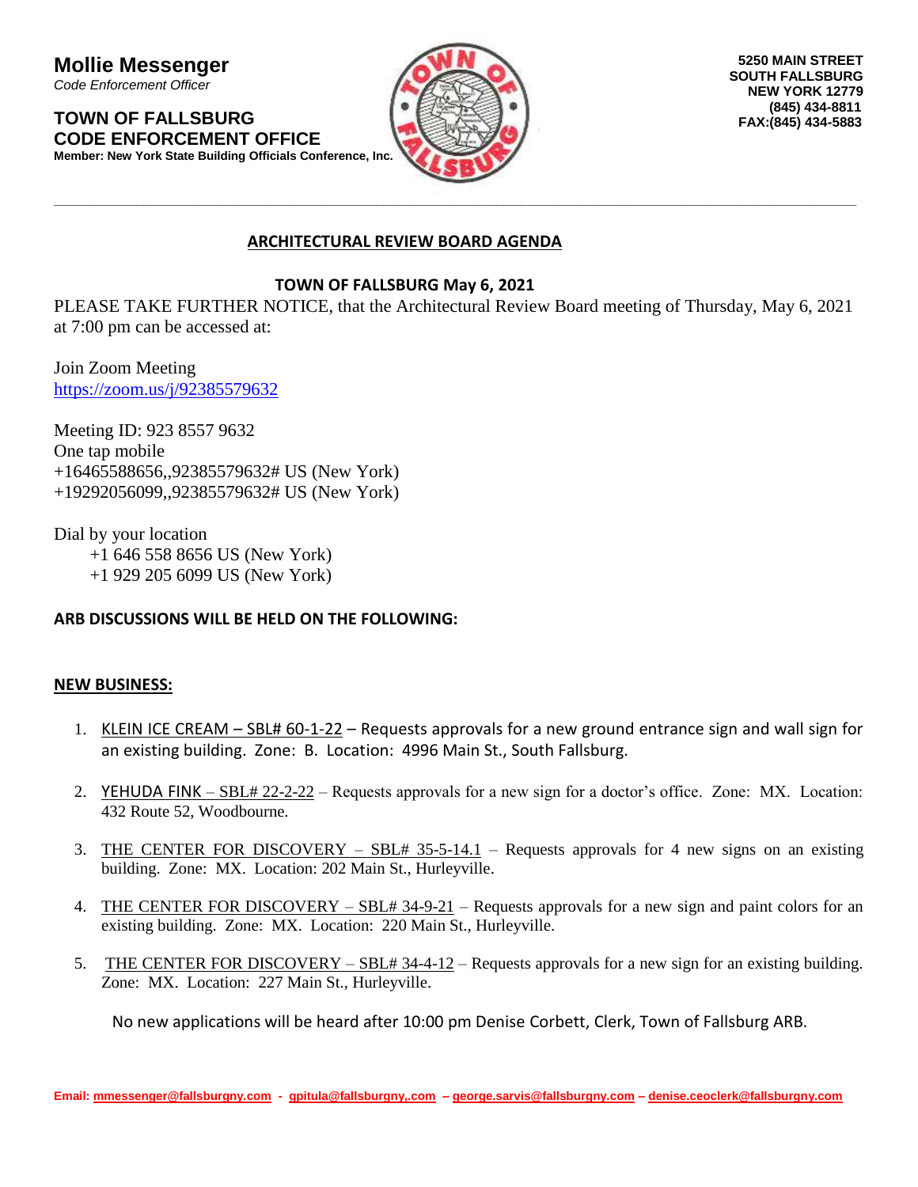**Mollie Messenger**
*Code Enforcement Officer*

**TOWN OF FALLSBURG**
**CODE ENFORCEMENT OFFICE**
**Member: New York State Building Officials Conference, Inc.**

**5250 MAIN STREET**
**SOUTH FALLSBURG**
**NEW YORK 12779**
**(845) 434-8811**
**FAX:(845) 434-5883**

---

## ARCHITECTURAL REVIEW BOARD AGENDA

### TOWN OF FALLSBURG May 6, 2021

PLEASE TAKE FURTHER NOTICE, that the Architectural Review Board meeting of Thursday, May 6, 2021 at 7:00 pm can be accessed at:

Join Zoom Meeting
https://zoom.us/j/92385579632

Meeting ID: 923 8557 9632
One tap mobile
+16465588656,,92385579632# US (New York)
+19292056099,,92385579632# US (New York)

Dial by your location
+1 646 558 8656 US (New York)
+1 929 205 6099 US (New York)

**ARB DISCUSSIONS WILL BE HELD ON THE FOLLOWING:**

**NEW BUSINESS:**

1. KLEIN ICE CREAM – SBL# 60-1-22 – Requests approvals for a new ground entrance sign and wall sign for an existing building. Zone: B. Location: 4996 Main St., South Fallsburg.
2. YEHUDA FINK – SBL# 22-2-22 – Requests approvals for a new sign for a doctor's office. Zone: MX. Location: 432 Route 52, Woodbourne.
3. THE CENTER FOR DISCOVERY – SBL# 35-5-14.1 – Requests approvals for 4 new signs on an existing building. Zone: MX. Location: 202 Main St., Hurleyville.
4. THE CENTER FOR DISCOVERY – SBL# 34-9-21 – Requests approvals for a new sign and paint colors for an existing building. Zone: MX. Location: 220 Main St., Hurleyville.
5. THE CENTER FOR DISCOVERY – SBL# 34-4-12 – Requests approvals for a new sign for an existing building. Zone: MX. Location: 227 Main St., Hurleyville.

No new applications will be heard after 10:00 pm Denise Corbett, Clerk, Town of Fallsburg ARB.

**Email: mmessenger@fallsburgny.com - gpitula@fallsburgny,.com – george.sarvis@fallsburgny.com – denise.ceoclerk@fallsburgny.com**